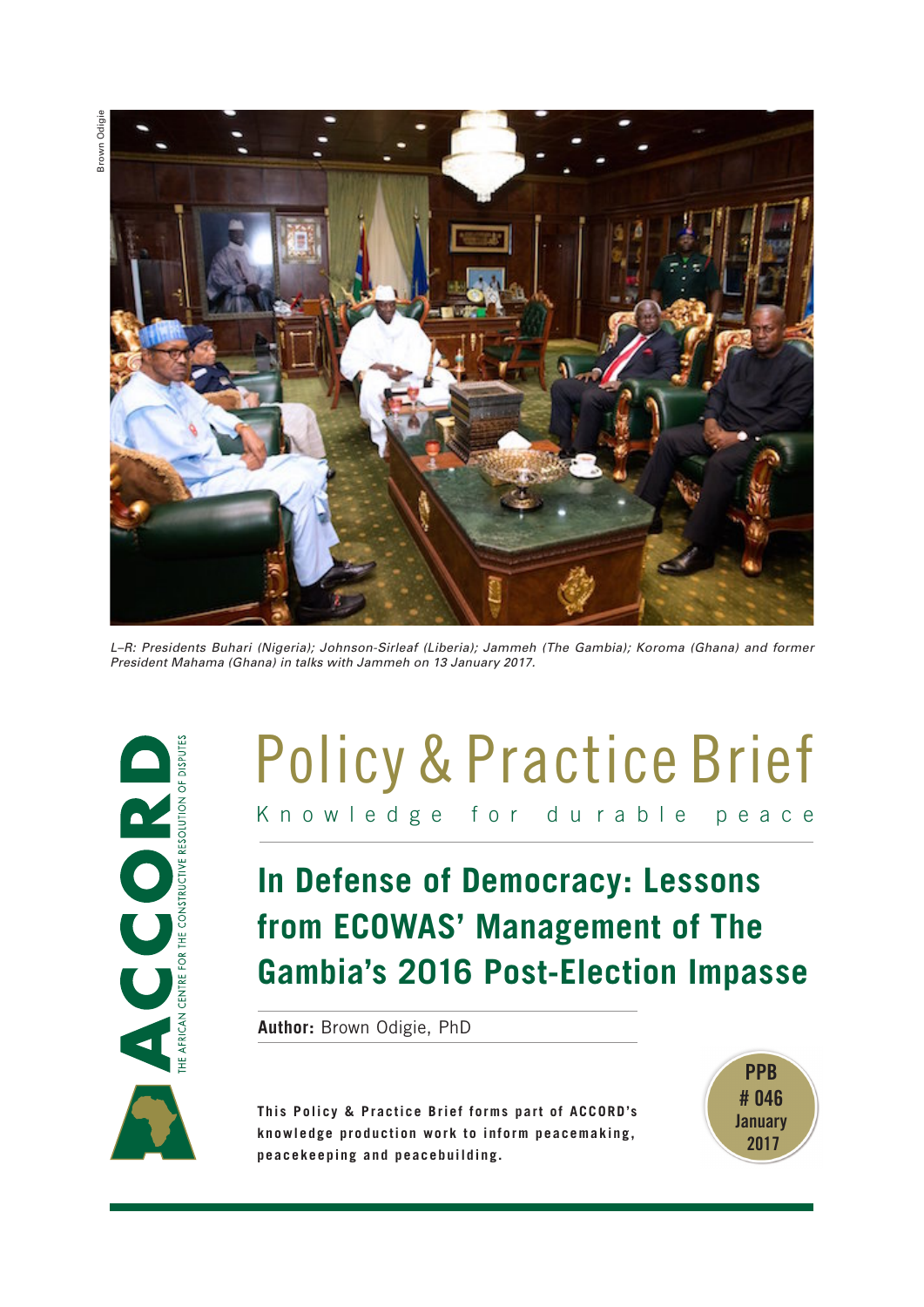Brown Odigie

L–R: Presidents Buhari (Nigeria); Johnson-Sirleaf (Liberia); Jammeh (The Gambia); Koroma (Ghana) and former President Mahama (Ghana) in talks with Jammeh on 13 January 2017.

ACCORD

THE AFRICAN CENTRE FOR THE CONSTRUCTIVE RESOLUTION OF DISPUTES

# Policy & Practice Brief

Knowledge for durable peace

## In Defense of Democracy: Lessons from ECOWAS' Management of The Gambia's 2016 Post-Election Impasse

**Author:** Brown Odigie, PhD

**This Policy & Practice Brief forms part of ACCORD's knowledge production work to inform peacemaking, peacekeeping and peacebuilding.**

PPB # 046 January 2017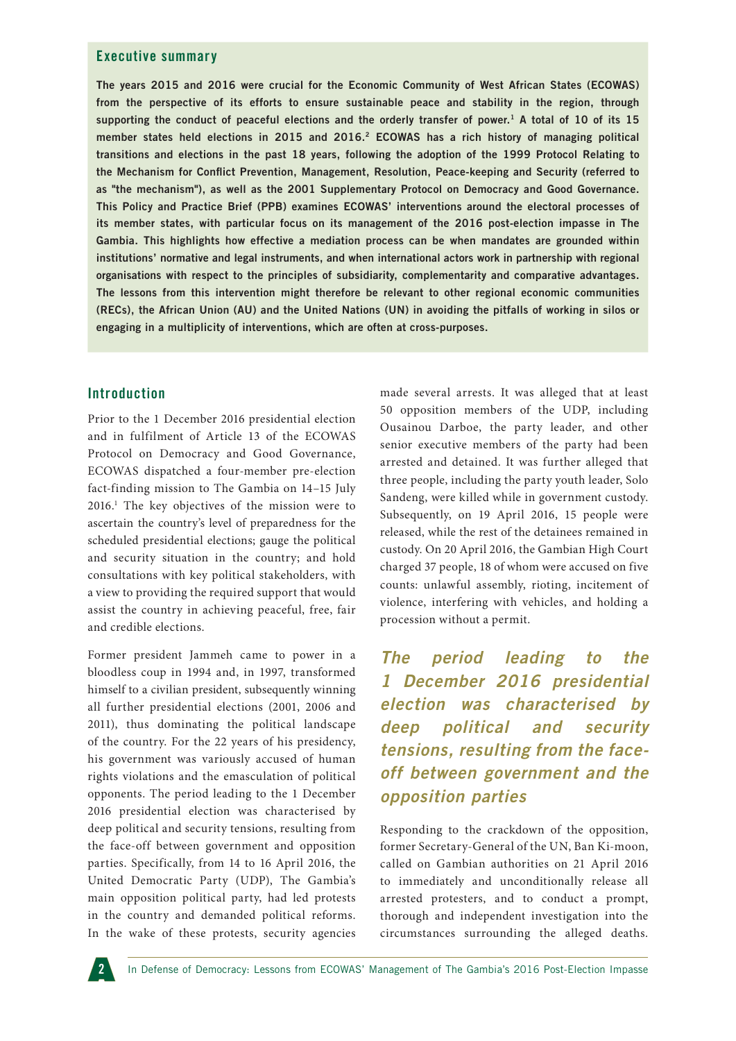## Executive summary

**The years 2015 and 2016 were crucial for the Economic Community of West African States (ECOWAS) from the perspective of its efforts to ensure sustainable peace and stability in the region, through supporting the conduct of peaceful elections and the orderly transfer of power.[1] A total of 10 of its 15 member states held elections in 2015 and 2016.[2] ECOWAS has a rich history of managing political transitions and elections in the past 18 years, following the adoption of the 1999 Protocol Relating to the Mechanism for Conflict Prevention, Management, Resolution, Peace-keeping and Security (referred to as "the mechanism"), as well as the 2001 Supplementary Protocol on Democracy and Good Governance. This Policy and Practice Brief (PPB) examines ECOWAS' interventions around the electoral processes of its member states, with particular focus on its management of the 2016 post-election impasse in The Gambia. This highlights how effective a mediation process can be when mandates are grounded within institutions' normative and legal instruments, and when international actors work in partnership with regional organisations with respect to the principles of subsidiarity, complementarity and comparative advantages. The lessons from this intervention might therefore be relevant to other regional economic communities (RECs), the African Union (AU) and the United Nations (UN) in avoiding the pitfalls of working in silos or engaging in a multiplicity of interventions, which are often at cross-purposes.**

## Introduction

Prior to the 1 December 2016 presidential election and in fulfilment of Article 13 of the ECOWAS Protocol on Democracy and Good Governance, ECOWAS dispatched a four-member pre-election fact-finding mission to The Gambia on 14–15 July 2016.[1] The key objectives of the mission were to ascertain the country's level of preparedness for the scheduled presidential elections; gauge the political and security situation in the country; and hold consultations with key political stakeholders, with a view to providing the required support that would assist the country in achieving peaceful, free, fair and credible elections.

Former president Jammeh came to power in a bloodless coup in 1994 and, in 1997, transformed himself to a civilian president, subsequently winning all further presidential elections (2001, 2006 and 2011), thus dominating the political landscape of the country. For the 22 years of his presidency, his government was variously accused of human rights violations and the emasculation of political opponents. The period leading to the 1 December 2016 presidential election was characterised by deep political and security tensions, resulting from the face-off between government and opposition parties. Specifically, from 14 to 16 April 2016, the United Democratic Party (UDP), The Gambia's main opposition political party, had led protests in the country and demanded political reforms. In the wake of these protests, security agencies made several arrests. It was alleged that at least 50 opposition members of the UDP, including Ousainou Darboe, the party leader, and other senior executive members of the party had been arrested and detained. It was further alleged that three people, including the party youth leader, Solo Sandeng, were killed while in government custody. Subsequently, on 19 April 2016, 15 people were released, while the rest of the detainees remained in custody. On 20 April 2016, the Gambian High Court charged 37 people, 18 of whom were accused on five counts: unlawful assembly, rioting, incitement of violence, interfering with vehicles, and holding a procession without a permit.

*The period leading to the 1 December 2016 presidential election was characterised by deep political and security tensions, resulting from the face-off between government and the opposition parties*

Responding to the crackdown of the opposition, former Secretary-General of the UN, Ban Ki-moon, called on Gambian authorities on 21 April 2016 to immediately and unconditionally release all arrested protesters, and to conduct a prompt, thorough and independent investigation into the circumstances surrounding the alleged deaths.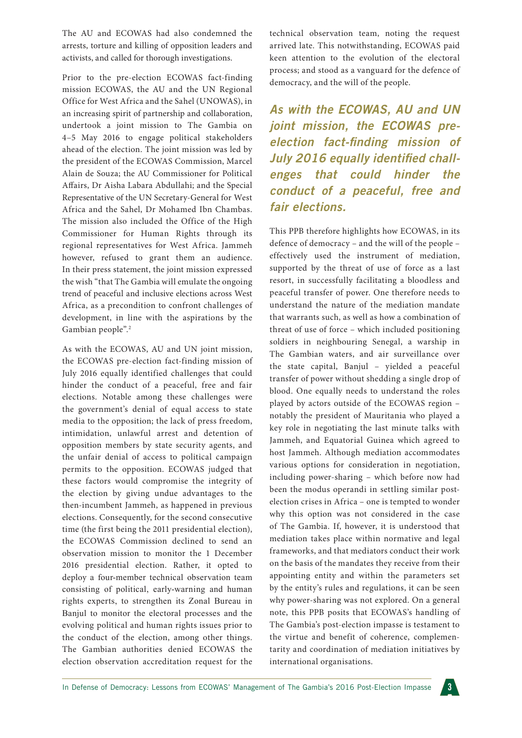The AU and ECOWAS had also condemned the arrests, torture and killing of opposition leaders and activists, and called for thorough investigations.

Prior to the pre-election ECOWAS fact-finding mission ECOWAS, the AU and the UN Regional Office for West Africa and the Sahel (UNOWAS), in an increasing spirit of partnership and collaboration, undertook a joint mission to The Gambia on 4–5 May 2016 to engage political stakeholders ahead of the election. The joint mission was led by the president of the ECOWAS Commission, Marcel Alain de Souza; the AU Commissioner for Political Affairs, Dr Aisha Labara Abdullahi; and the Special Representative of the UN Secretary-General for West Africa and the Sahel, Dr Mohamed Ibn Chambas. The mission also included the Office of the High Commissioner for Human Rights through its regional representatives for West Africa. Jammeh however, refused to grant them an audience. In their press statement, the joint mission expressed the wish "that The Gambia will emulate the ongoing trend of peaceful and inclusive elections across West Africa, as a precondition to confront challenges of development, in line with the aspirations by the Gambian people".[2]

As with the ECOWAS, AU and UN joint mission, the ECOWAS pre-election fact-finding mission of July 2016 equally identified challenges that could hinder the conduct of a peaceful, free and fair elections. Notable among these challenges were the government's denial of equal access to state media to the opposition; the lack of press freedom, intimidation, unlawful arrest and detention of opposition members by state security agents, and the unfair denial of access to political campaign permits to the opposition. ECOWAS judged that these factors would compromise the integrity of the election by giving undue advantages to the then-incumbent Jammeh, as happened in previous elections. Consequently, for the second consecutive time (the first being the 2011 presidential election), the ECOWAS Commission declined to send an observation mission to monitor the 1 December 2016 presidential election. Rather, it opted to deploy a four-member technical observation team consisting of political, early-warning and human rights experts, to strengthen its Zonal Bureau in Banjul to monitor the electoral processes and the evolving political and human rights issues prior to the conduct of the election, among other things. The Gambian authorities denied ECOWAS the election observation accreditation request for the technical observation team, noting the request arrived late. This notwithstanding, ECOWAS paid keen attention to the evolution of the electoral process; and stood as a vanguard for the defence of democracy, and the will of the people.

> ***As with the ECOWAS, AU and UN joint mission, the ECOWAS pre-election fact-finding mission of July 2016 equally identified challenges that could hinder the conduct of a peaceful, free and fair elections.***

This PPB therefore highlights how ECOWAS, in its defence of democracy – and the will of the people – effectively used the instrument of mediation, supported by the threat of use of force as a last resort, in successfully facilitating a bloodless and peaceful transfer of power. One therefore needs to understand the nature of the mediation mandate that warrants such, as well as how a combination of threat of use of force – which included positioning soldiers in neighbouring Senegal, a warship in The Gambian waters, and air surveillance over the state capital, Banjul – yielded a peaceful transfer of power without shedding a single drop of blood. One equally needs to understand the roles played by actors outside of the ECOWAS region – notably the president of Mauritania who played a key role in negotiating the last minute talks with Jammeh, and Equatorial Guinea which agreed to host Jammeh. Although mediation accommodates various options for consideration in negotiation, including power-sharing – which before now had been the modus operandi in settling similar post-election crises in Africa – one is tempted to wonder why this option was not considered in the case of The Gambia. If, however, it is understood that mediation takes place within normative and legal frameworks, and that mediators conduct their work on the basis of the mandates they receive from their appointing entity and within the parameters set by the entity's rules and regulations, it can be seen why power-sharing was not explored. On a general note, this PPB posits that ECOWAS's handling of The Gambia's post-election impasse is testament to the virtue and benefit of coherence, complementarity and coordination of mediation initiatives by international organisations.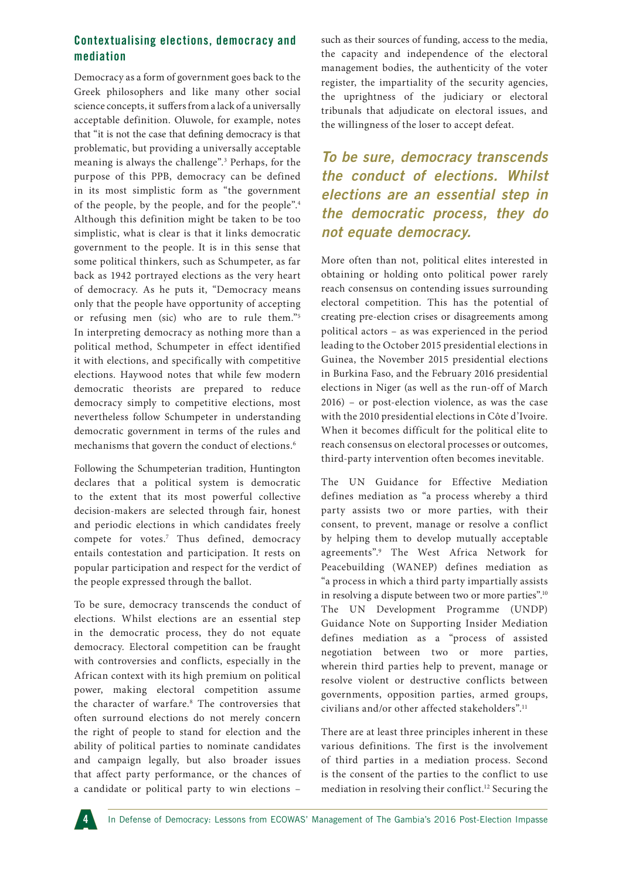## Contextualising elections, democracy and mediation

Democracy as a form of government goes back to the Greek philosophers and like many other social science concepts, it suffers from a lack of a universally acceptable definition. Oluwole, for example, notes that "it is not the case that defining democracy is that problematic, but providing a universally acceptable meaning is always the challenge".[3] Perhaps, for the purpose of this PPB, democracy can be defined in its most simplistic form as "the government of the people, by the people, and for the people".[4] Although this definition might be taken to be too simplistic, what is clear is that it links democratic government to the people. It is in this sense that some political thinkers, such as Schumpeter, as far back as 1942 portrayed elections as the very heart of democracy. As he puts it, "Democracy means only that the people have opportunity of accepting or refusing men (sic) who are to rule them."[5] In interpreting democracy as nothing more than a political method, Schumpeter in effect identified it with elections, and specifically with competitive elections. Haywood notes that while few modern democratic theorists are prepared to reduce democracy simply to competitive elections, most nevertheless follow Schumpeter in understanding democratic government in terms of the rules and mechanisms that govern the conduct of elections.[6]

Following the Schumpeterian tradition, Huntington declares that a political system is democratic to the extent that its most powerful collective decision-makers are selected through fair, honest and periodic elections in which candidates freely compete for votes.[7] Thus defined, democracy entails contestation and participation. It rests on popular participation and respect for the verdict of the people expressed through the ballot.

To be sure, democracy transcends the conduct of elections. Whilst elections are an essential step in the democratic process, they do not equate democracy. Electoral competition can be fraught with controversies and conflicts, especially in the African context with its high premium on political power, making electoral competition assume the character of warfare.[8] The controversies that often surround elections do not merely concern the right of people to stand for election and the ability of political parties to nominate candidates and campaign legally, but also broader issues that affect party performance, or the chances of a candidate or political party to win elections – such as their sources of funding, access to the media, the capacity and independence of the electoral management bodies, the authenticity of the voter register, the impartiality of the security agencies, the uprightness of the judiciary or electoral tribunals that adjudicate on electoral issues, and the willingness of the loser to accept defeat.

> *To be sure, democracy transcends the conduct of elections. Whilst elections are an essential step in the democratic process, they do not equate democracy.*

More often than not, political elites interested in obtaining or holding onto political power rarely reach consensus on contending issues surrounding electoral competition. This has the potential of creating pre-election crises or disagreements among political actors – as was experienced in the period leading to the October 2015 presidential elections in Guinea, the November 2015 presidential elections in Burkina Faso, and the February 2016 presidential elections in Niger (as well as the run-off of March 2016) – or post-election violence, as was the case with the 2010 presidential elections in Côte d'Ivoire. When it becomes difficult for the political elite to reach consensus on electoral processes or outcomes, third-party intervention often becomes inevitable.

The UN Guidance for Effective Mediation defines mediation as "a process whereby a third party assists two or more parties, with their consent, to prevent, manage or resolve a conflict by helping them to develop mutually acceptable agreements".[9] The West Africa Network for Peacebuilding (WANEP) defines mediation as "a process in which a third party impartially assists in resolving a dispute between two or more parties".[10] The UN Development Programme (UNDP) Guidance Note on Supporting Insider Mediation defines mediation as a "process of assisted negotiation between two or more parties, wherein third parties help to prevent, manage or resolve violent or destructive conflicts between governments, opposition parties, armed groups, civilians and/or other affected stakeholders".[11]

There are at least three principles inherent in these various definitions. The first is the involvement of third parties in a mediation process. Second is the consent of the parties to the conflict to use mediation in resolving their conflict.[12] Securing the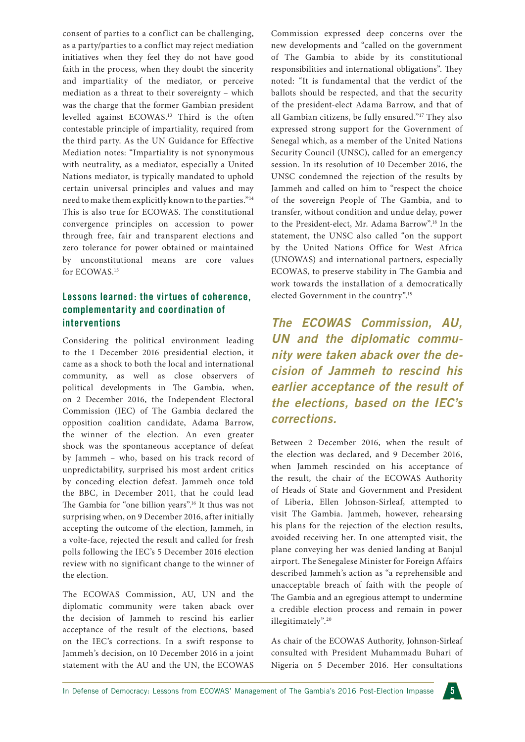consent of parties to a conflict can be challenging, as a party/parties to a conflict may reject mediation initiatives when they feel they do not have good faith in the process, when they doubt the sincerity and impartiality of the mediator, or perceive mediation as a threat to their sovereignty – which was the charge that the former Gambian president levelled against ECOWAS.[13] Third is the often contestable principle of impartiality, required from the third party. As the UN Guidance for Effective Mediation notes: "Impartiality is not synonymous with neutrality, as a mediator, especially a United Nations mediator, is typically mandated to uphold certain universal principles and values and may need to make them explicitly known to the parties."[14] This is also true for ECOWAS. The constitutional convergence principles on accession to power through free, fair and transparent elections and zero tolerance for power obtained or maintained by unconstitutional means are core values for ECOWAS.[15]

## Lessons learned: the virtues of coherence, complementarity and coordination of interventions

Considering the political environment leading to the 1 December 2016 presidential election, it came as a shock to both the local and international community, as well as close observers of political developments in The Gambia, when, on 2 December 2016, the Independent Electoral Commission (IEC) of The Gambia declared the opposition coalition candidate, Adama Barrow, the winner of the election. An even greater shock was the spontaneous acceptance of defeat by Jammeh – who, based on his track record of unpredictability, surprised his most ardent critics by conceding election defeat. Jammeh once told the BBC, in December 2011, that he could lead The Gambia for "one billion years".[16] It thus was not surprising when, on 9 December 2016, after initially accepting the outcome of the election, Jammeh, in a volte-face, rejected the result and called for fresh polls following the IEC's 5 December 2016 election review with no significant change to the winner of the election.

The ECOWAS Commission, AU, UN and the diplomatic community were taken aback over the decision of Jammeh to rescind his earlier acceptance of the result of the elections, based on the IEC's corrections. In a swift response to Jammeh's decision, on 10 December 2016 in a joint statement with the AU and the UN, the ECOWAS Commission expressed deep concerns over the new developments and "called on the government of The Gambia to abide by its constitutional responsibilities and international obligations". They noted: "It is fundamental that the verdict of the ballots should be respected, and that the security of the president-elect Adama Barrow, and that of all Gambian citizens, be fully ensured."[17] They also expressed strong support for the Government of Senegal which, as a member of the United Nations Security Council (UNSC), called for an emergency session. In its resolution of 10 December 2016, the UNSC condemned the rejection of the results by Jammeh and called on him to "respect the choice of the sovereign People of The Gambia, and to transfer, without condition and undue delay, power to the President-elect, Mr. Adama Barrow".[18] In the statement, the UNSC also called "on the support by the United Nations Office for West Africa (UNOWAS) and international partners, especially ECOWAS, to preserve stability in The Gambia and work towards the installation of a democratically elected Government in the country".[19]

> ***The ECOWAS Commission, AU, UN and the diplomatic community were taken aback over the decision of Jammeh to rescind his earlier acceptance of the result of the elections, based on the IEC's corrections.***

Between 2 December 2016, when the result of the election was declared, and 9 December 2016, when Jammeh rescinded on his acceptance of the result, the chair of the ECOWAS Authority of Heads of State and Government and President of Liberia, Ellen Johnson-Sirleaf, attempted to visit The Gambia. Jammeh, however, rehearsing his plans for the rejection of the election results, avoided receiving her. In one attempted visit, the plane conveying her was denied landing at Banjul airport. The Senegalese Minister for Foreign Affairs described Jammeh's action as "a reprehensible and unacceptable breach of faith with the people of The Gambia and an egregious attempt to undermine a credible election process and remain in power illegitimately".[20]

As chair of the ECOWAS Authority, Johnson-Sirleaf consulted with President Muhammadu Buhari of Nigeria on 5 December 2016. Her consultations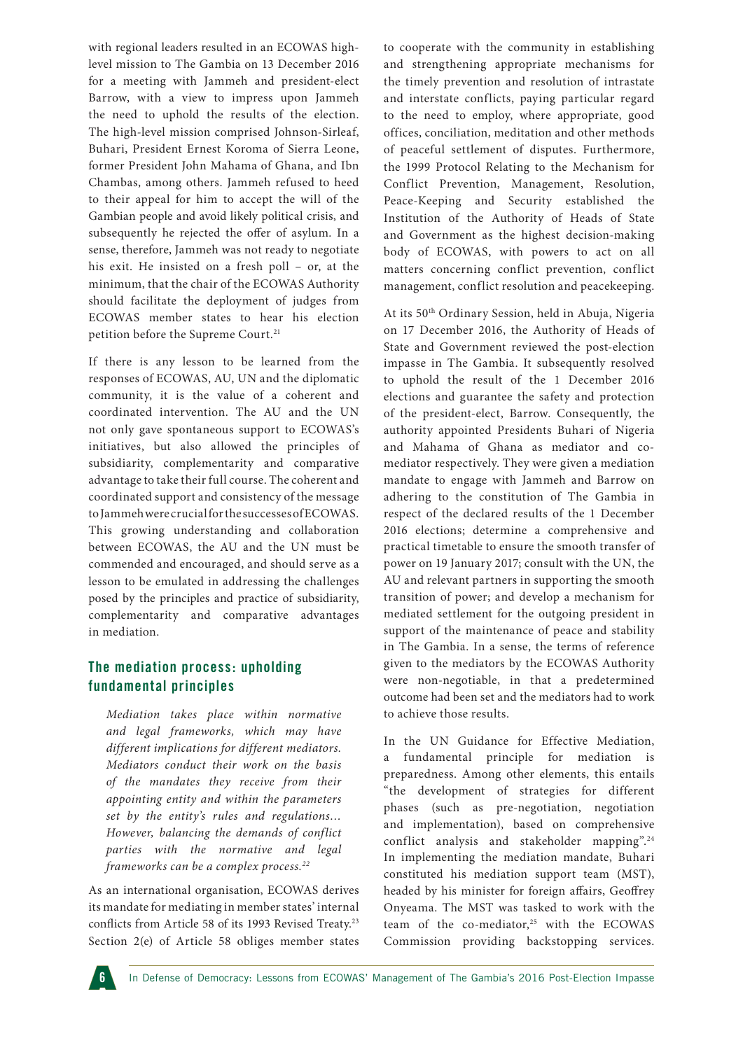with regional leaders resulted in an ECOWAS high-level mission to The Gambia on 13 December 2016 for a meeting with Jammeh and president-elect Barrow, with a view to impress upon Jammeh the need to uphold the results of the election. The high-level mission comprised Johnson-Sirleaf, Buhari, President Ernest Koroma of Sierra Leone, former President John Mahama of Ghana, and Ibn Chambas, among others. Jammeh refused to heed to their appeal for him to accept the will of the Gambian people and avoid likely political crisis, and subsequently he rejected the offer of asylum. In a sense, therefore, Jammeh was not ready to negotiate his exit. He insisted on a fresh poll – or, at the minimum, that the chair of the ECOWAS Authority should facilitate the deployment of judges from ECOWAS member states to hear his election petition before the Supreme Court.[21]

If there is any lesson to be learned from the responses of ECOWAS, AU, UN and the diplomatic community, it is the value of a coherent and coordinated intervention. The AU and the UN not only gave spontaneous support to ECOWAS's initiatives, but also allowed the principles of subsidiarity, complementarity and comparative advantage to take their full course. The coherent and coordinated support and consistency of the message to Jammeh were crucial for the successes of ECOWAS. This growing understanding and collaboration between ECOWAS, the AU and the UN must be commended and encouraged, and should serve as a lesson to be emulated in addressing the challenges posed by the principles and practice of subsidiarity, complementarity and comparative advantages in mediation.

## The mediation process: upholding fundamental principles

> *Mediation takes place within normative and legal frameworks, which may have different implications for different mediators. Mediators conduct their work on the basis of the mandates they receive from their appointing entity and within the parameters set by the entity's rules and regulations… However, balancing the demands of conflict parties with the normative and legal frameworks can be a complex process.*[22]

As an international organisation, ECOWAS derives its mandate for mediating in member states' internal conflicts from Article 58 of its 1993 Revised Treaty.[23] Section 2(e) of Article 58 obliges member states to cooperate with the community in establishing and strengthening appropriate mechanisms for the timely prevention and resolution of intrastate and interstate conflicts, paying particular regard to the need to employ, where appropriate, good offices, conciliation, meditation and other methods of peaceful settlement of disputes. Furthermore, the 1999 Protocol Relating to the Mechanism for Conflict Prevention, Management, Resolution, Peace-Keeping and Security established the Institution of the Authority of Heads of State and Government as the highest decision-making body of ECOWAS, with powers to act on all matters concerning conflict prevention, conflict management, conflict resolution and peacekeeping.

At its 50th Ordinary Session, held in Abuja, Nigeria on 17 December 2016, the Authority of Heads of State and Government reviewed the post-election impasse in The Gambia. It subsequently resolved to uphold the result of the 1 December 2016 elections and guarantee the safety and protection of the president-elect, Barrow. Consequently, the authority appointed Presidents Buhari of Nigeria and Mahama of Ghana as mediator and co-mediator respectively. They were given a mediation mandate to engage with Jammeh and Barrow on adhering to the constitution of The Gambia in respect of the declared results of the 1 December 2016 elections; determine a comprehensive and practical timetable to ensure the smooth transfer of power on 19 January 2017; consult with the UN, the AU and relevant partners in supporting the smooth transition of power; and develop a mechanism for mediated settlement for the outgoing president in support of the maintenance of peace and stability in The Gambia. In a sense, the terms of reference given to the mediators by the ECOWAS Authority were non-negotiable, in that a predetermined outcome had been set and the mediators had to work to achieve those results.

In the UN Guidance for Effective Mediation, a fundamental principle for mediation is preparedness. Among other elements, this entails "the development of strategies for different phases (such as pre-negotiation, negotiation and implementation), based on comprehensive conflict analysis and stakeholder mapping".[24] In implementing the mediation mandate, Buhari constituted his mediation support team (MST), headed by his minister for foreign affairs, Geoffrey Onyeama. The MST was tasked to work with the team of the co-mediator,[25] with the ECOWAS Commission providing backstopping services.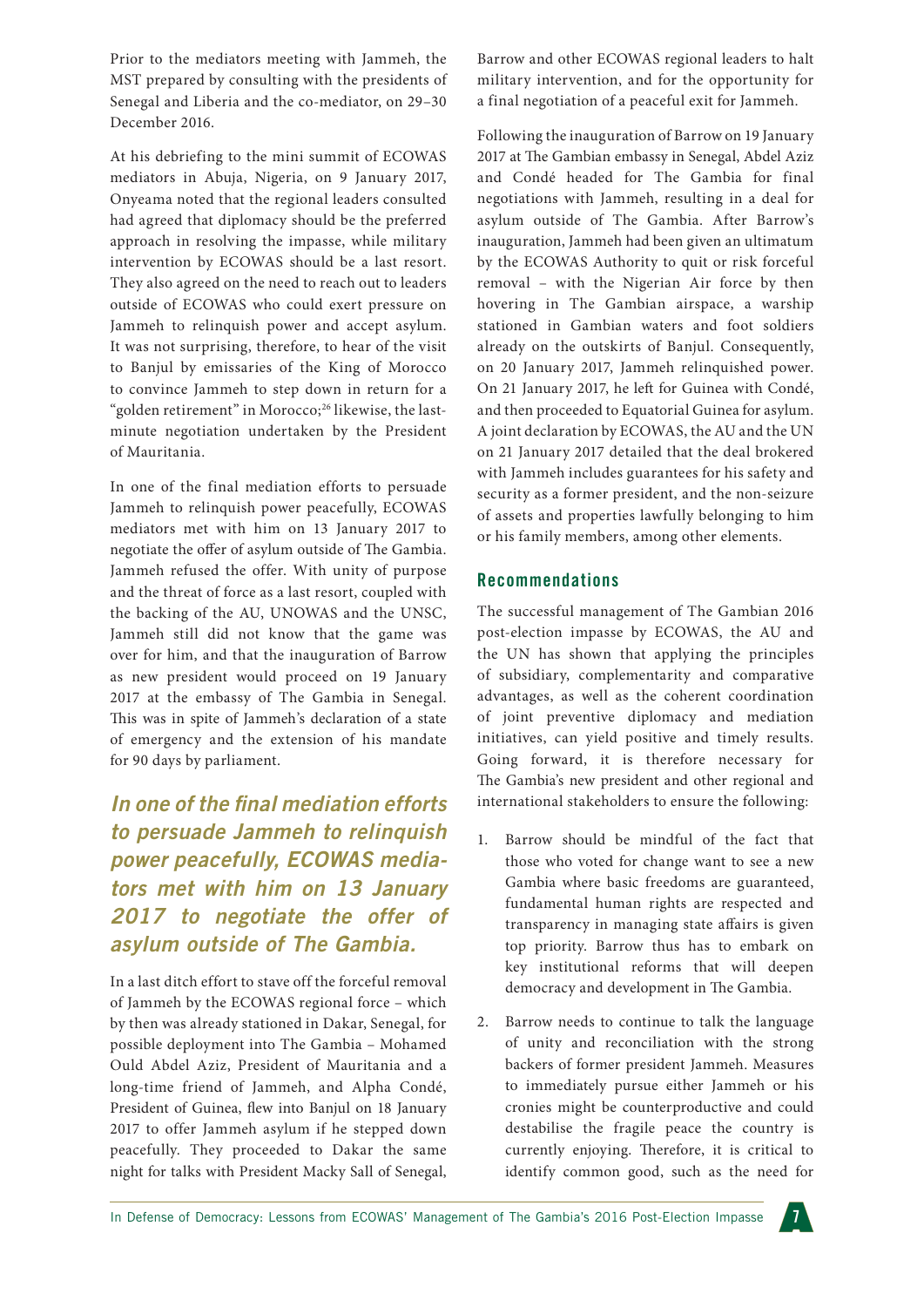Prior to the mediators meeting with Jammeh, the MST prepared by consulting with the presidents of Senegal and Liberia and the co-mediator, on 29–30 December 2016.

At his debriefing to the mini summit of ECOWAS mediators in Abuja, Nigeria, on 9 January 2017, Onyeama noted that the regional leaders consulted had agreed that diplomacy should be the preferred approach in resolving the impasse, while military intervention by ECOWAS should be a last resort. They also agreed on the need to reach out to leaders outside of ECOWAS who could exert pressure on Jammeh to relinquish power and accept asylum. It was not surprising, therefore, to hear of the visit to Banjul by emissaries of the King of Morocco to convince Jammeh to step down in return for a "golden retirement" in Morocco;[26] likewise, the last-minute negotiation undertaken by the President of Mauritania.

In one of the final mediation efforts to persuade Jammeh to relinquish power peacefully, ECOWAS mediators met with him on 13 January 2017 to negotiate the offer of asylum outside of The Gambia. Jammeh refused the offer. With unity of purpose and the threat of force as a last resort, coupled with the backing of the AU, UNOWAS and the UNSC, Jammeh still did not know that the game was over for him, and that the inauguration of Barrow as new president would proceed on 19 January 2017 at the embassy of The Gambia in Senegal. This was in spite of Jammeh's declaration of a state of emergency and the extension of his mandate for 90 days by parliament.

*In one of the final mediation efforts to persuade Jammeh to relinquish power peacefully, ECOWAS mediators met with him on 13 January 2017 to negotiate the offer of asylum outside of The Gambia.*

In a last ditch effort to stave off the forceful removal of Jammeh by the ECOWAS regional force – which by then was already stationed in Dakar, Senegal, for possible deployment into The Gambia – Mohamed Ould Abdel Aziz, President of Mauritania and a long-time friend of Jammeh, and Alpha Condé, President of Guinea, flew into Banjul on 18 January 2017 to offer Jammeh asylum if he stepped down peacefully. They proceeded to Dakar the same night for talks with President Macky Sall of Senegal, Barrow and other ECOWAS regional leaders to halt military intervention, and for the opportunity for a final negotiation of a peaceful exit for Jammeh.

Following the inauguration of Barrow on 19 January 2017 at The Gambian embassy in Senegal, Abdel Aziz and Condé headed for The Gambia for final negotiations with Jammeh, resulting in a deal for asylum outside of The Gambia. After Barrow's inauguration, Jammeh had been given an ultimatum by the ECOWAS Authority to quit or risk forceful removal – with the Nigerian Air force by then hovering in The Gambian airspace, a warship stationed in Gambian waters and foot soldiers already on the outskirts of Banjul. Consequently, on 20 January 2017, Jammeh relinquished power. On 21 January 2017, he left for Guinea with Condé, and then proceeded to Equatorial Guinea for asylum. A joint declaration by ECOWAS, the AU and the UN on 21 January 2017 detailed that the deal brokered with Jammeh includes guarantees for his safety and security as a former president, and the non-seizure of assets and properties lawfully belonging to him or his family members, among other elements.

## Recommendations

The successful management of The Gambian 2016 post-election impasse by ECOWAS, the AU and the UN has shown that applying the principles of subsidiary, complementarity and comparative advantages, as well as the coherent coordination of joint preventive diplomacy and mediation initiatives, can yield positive and timely results. Going forward, it is therefore necessary for The Gambia's new president and other regional and international stakeholders to ensure the following:

1. Barrow should be mindful of the fact that those who voted for change want to see a new Gambia where basic freedoms are guaranteed, fundamental human rights are respected and transparency in managing state affairs is given top priority. Barrow thus has to embark on key institutional reforms that will deepen democracy and development in The Gambia.
2. Barrow needs to continue to talk the language of unity and reconciliation with the strong backers of former president Jammeh. Measures to immediately pursue either Jammeh or his cronies might be counterproductive and could destabilise the fragile peace the country is currently enjoying. Therefore, it is critical to identify common good, such as the need for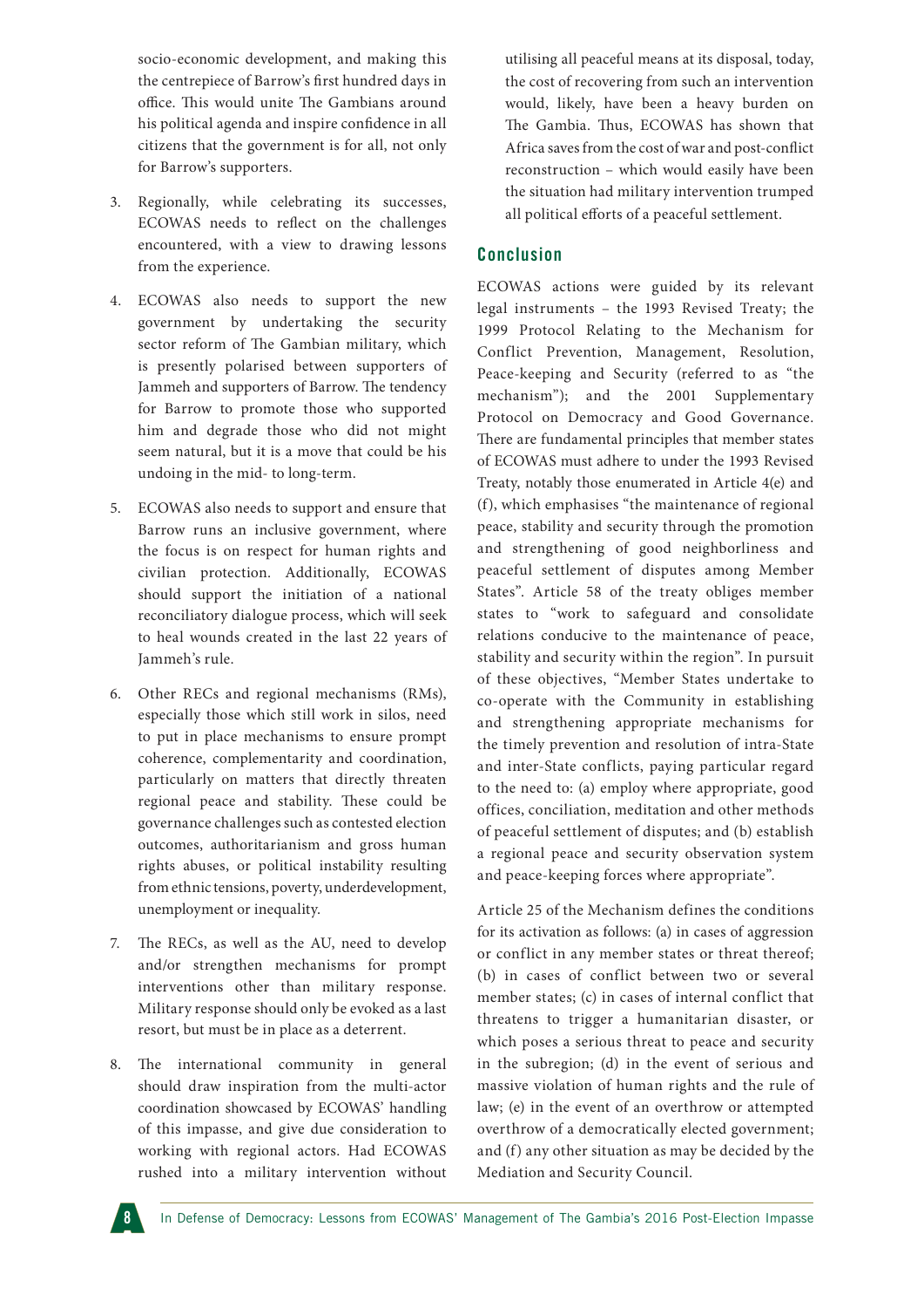socio-economic development, and making this the centrepiece of Barrow's first hundred days in office. This would unite The Gambians around his political agenda and inspire confidence in all citizens that the government is for all, not only for Barrow's supporters.

3. Regionally, while celebrating its successes, ECOWAS needs to reflect on the challenges encountered, with a view to drawing lessons from the experience.

4. ECOWAS also needs to support the new government by undertaking the security sector reform of The Gambian military, which is presently polarised between supporters of Jammeh and supporters of Barrow. The tendency for Barrow to promote those who supported him and degrade those who did not might seem natural, but it is a move that could be his undoing in the mid- to long-term.

5. ECOWAS also needs to support and ensure that Barrow runs an inclusive government, where the focus is on respect for human rights and civilian protection. Additionally, ECOWAS should support the initiation of a national reconciliatory dialogue process, which will seek to heal wounds created in the last 22 years of Jammeh's rule.

6. Other RECs and regional mechanisms (RMs), especially those which still work in silos, need to put in place mechanisms to ensure prompt coherence, complementarity and coordination, particularly on matters that directly threaten regional peace and stability. These could be governance challenges such as contested election outcomes, authoritarianism and gross human rights abuses, or political instability resulting from ethnic tensions, poverty, underdevelopment, unemployment or inequality.

7. The RECs, as well as the AU, need to develop and/or strengthen mechanisms for prompt interventions other than military response. Military response should only be evoked as a last resort, but must be in place as a deterrent.

8. The international community in general should draw inspiration from the multi-actor coordination showcased by ECOWAS' handling of this impasse, and give due consideration to working with regional actors. Had ECOWAS rushed into a military intervention without utilising all peaceful means at its disposal, today, the cost of recovering from such an intervention would, likely, have been a heavy burden on The Gambia. Thus, ECOWAS has shown that Africa saves from the cost of war and post-conflict reconstruction – which would easily have been the situation had military intervention trumped all political efforts of a peaceful settlement.

## Conclusion

ECOWAS actions were guided by its relevant legal instruments – the 1993 Revised Treaty; the 1999 Protocol Relating to the Mechanism for Conflict Prevention, Management, Resolution, Peace-keeping and Security (referred to as "the mechanism"); and the 2001 Supplementary Protocol on Democracy and Good Governance. There are fundamental principles that member states of ECOWAS must adhere to under the 1993 Revised Treaty, notably those enumerated in Article 4(e) and (f), which emphasises "the maintenance of regional peace, stability and security through the promotion and strengthening of good neighborliness and peaceful settlement of disputes among Member States". Article 58 of the treaty obliges member states to "work to safeguard and consolidate relations conducive to the maintenance of peace, stability and security within the region". In pursuit of these objectives, "Member States undertake to co-operate with the Community in establishing and strengthening appropriate mechanisms for the timely prevention and resolution of intra-State and inter-State conflicts, paying particular regard to the need to: (a) employ where appropriate, good offices, conciliation, meditation and other methods of peaceful settlement of disputes; and (b) establish a regional peace and security observation system and peace-keeping forces where appropriate".

Article 25 of the Mechanism defines the conditions for its activation as follows: (a) in cases of aggression or conflict in any member states or threat thereof; (b) in cases of conflict between two or several member states; (c) in cases of internal conflict that threatens to trigger a humanitarian disaster, or which poses a serious threat to peace and security in the subregion; (d) in the event of serious and massive violation of human rights and the rule of law; (e) in the event of an overthrow or attempted overthrow of a democratically elected government; and (f) any other situation as may be decided by the Mediation and Security Council.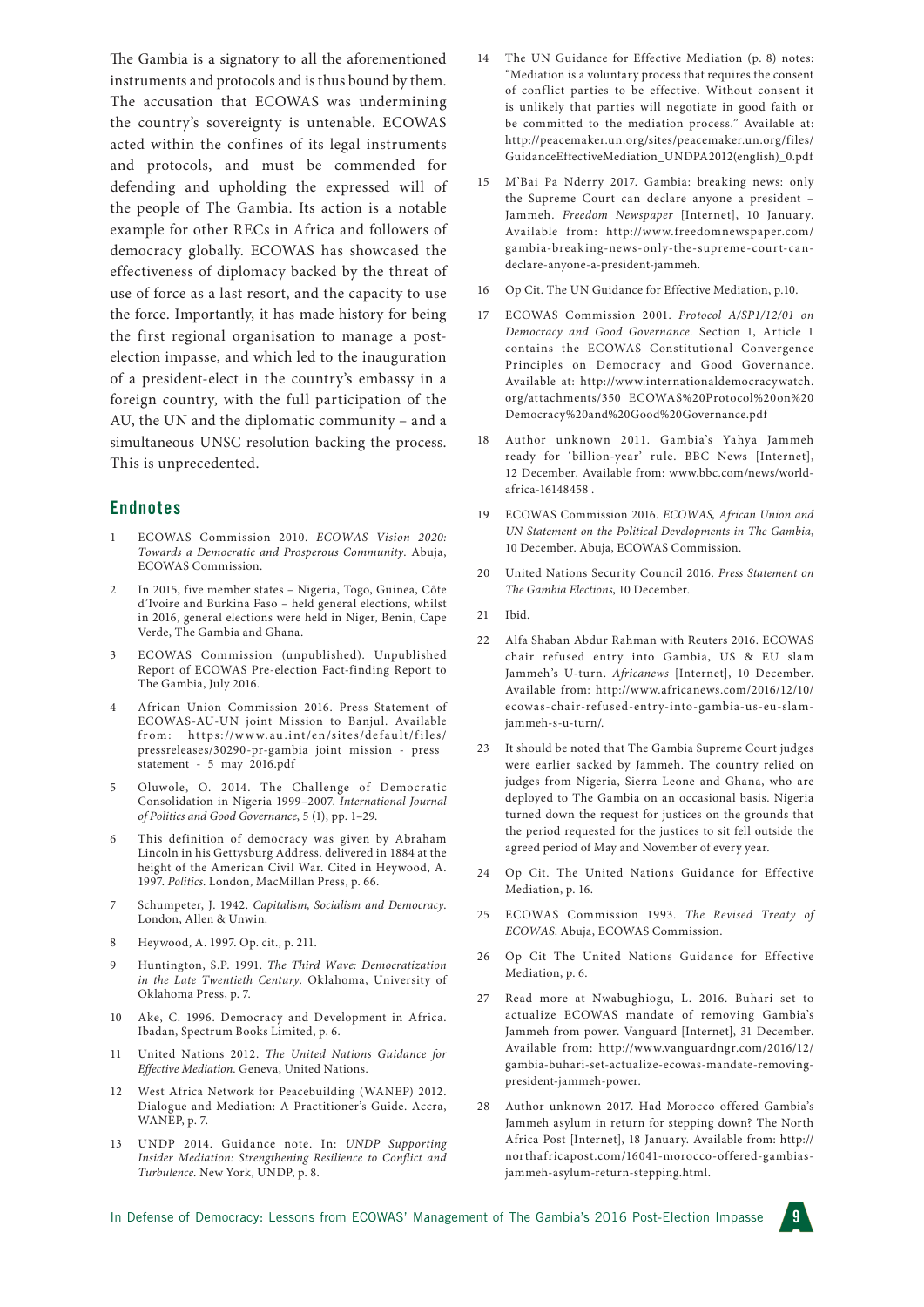The Gambia is a signatory to all the aforementioned instruments and protocols and is thus bound by them. The accusation that ECOWAS was undermining the country's sovereignty is untenable. ECOWAS acted within the confines of its legal instruments and protocols, and must be commended for defending and upholding the expressed will of the people of The Gambia. Its action is a notable example for other RECs in Africa and followers of democracy globally. ECOWAS has showcased the effectiveness of diplomacy backed by the threat of use of force as a last resort, and the capacity to use the force. Importantly, it has made history for being the first regional organisation to manage a post-election impasse, and which led to the inauguration of a president-elect in the country's embassy in a foreign country, with the full participation of the AU, the UN and the diplomatic community – and a simultaneous UNSC resolution backing the process. This is unprecedented.

## Endnotes

1. ECOWAS Commission 2010. *ECOWAS Vision 2020: Towards a Democratic and Prosperous Community*. Abuja, ECOWAS Commission.
2. In 2015, five member states – Nigeria, Togo, Guinea, Côte d'Ivoire and Burkina Faso – held general elections, whilst in 2016, general elections were held in Niger, Benin, Cape Verde, The Gambia and Ghana.
3. ECOWAS Commission (unpublished). Unpublished Report of ECOWAS Pre-election Fact-finding Report to The Gambia, July 2016.
4. African Union Commission 2016. Press Statement of ECOWAS-AU-UN joint Mission to Banjul. Available from: https://www.au.int/en/sites/default/files/pressreleases/30290-pr-gambia_joint_mission_-_press_statement_-_5_may_2016.pdf
5. Oluwole, O. 2014. The Challenge of Democratic Consolidation in Nigeria 1999–2007. *International Journal of Politics and Good Governance*, 5 (1), pp. 1–29.
6. This definition of democracy was given by Abraham Lincoln in his Gettysburg Address, delivered in 1884 at the height of the American Civil War. Cited in Heywood, A. 1997. *Politics*. London, MacMillan Press, p. 66.
7. Schumpeter, J. 1942. *Capitalism, Socialism and Democracy*. London, Allen & Unwin.
8. Heywood, A. 1997. Op. cit., p. 211.
9. Huntington, S.P. 1991. *The Third Wave: Democratization in the Late Twentieth Century*. Oklahoma, University of Oklahoma Press, p. 7.
10. Ake, C. 1996. Democracy and Development in Africa. Ibadan, Spectrum Books Limited, p. 6.
11. United Nations 2012. *The United Nations Guidance for Effective Mediation*. Geneva, United Nations.
12. West Africa Network for Peacebuilding (WANEP) 2012. Dialogue and Mediation: A Practitioner's Guide. Accra, WANEP, p. 7.
13. UNDP 2014. Guidance note. In: *UNDP Supporting Insider Mediation: Strengthening Resilience to Conflict and Turbulence*. New York, UNDP, p. 8.
14. The UN Guidance for Effective Mediation (p. 8) notes: "Mediation is a voluntary process that requires the consent of conflict parties to be effective. Without consent it is unlikely that parties will negotiate in good faith or be committed to the mediation process." Available at: http://peacemaker.un.org/sites/peacemaker.un.org/files/GuidanceEffectiveMediation_UNDPA2012(english)_0.pdf
15. M'Bai Pa Nderry 2017. Gambia: breaking news: only the Supreme Court can declare anyone a president – Jammeh. *Freedom Newspaper* [Internet], 10 January. Available from: http://www.freedomnewspaper.com/gambia-breaking-news-only-the-supreme-court-can-declare-anyone-a-president-jammeh.
16. Op Cit. The UN Guidance for Effective Mediation, p.10.
17. ECOWAS Commission 2001. *Protocol A/SP1/12/01 on Democracy and Good Governance*. Section 1, Article 1 contains the ECOWAS Constitutional Convergence Principles on Democracy and Good Governance. Available at: http://www.internationaldemocracywatch.org/attachments/350_ECOWAS%20Protocol%20on%20Democracy%20and%20Good%20Governance.pdf
18. Author unknown 2011. Gambia's Yahya Jammeh ready for 'billion-year' rule. BBC News [Internet], 12 December. Available from: www.bbc.com/news/world-africa-16148458 .
19. ECOWAS Commission 2016. *ECOWAS, African Union and UN Statement on the Political Developments in The Gambia*, 10 December. Abuja, ECOWAS Commission.
20. United Nations Security Council 2016. *Press Statement on The Gambia Elections*, 10 December.
21. Ibid.
22. Alfa Shaban Abdur Rahman with Reuters 2016. ECOWAS chair refused entry into Gambia, US & EU slam Jammeh's U-turn. *Africanews* [Internet], 10 December. Available from: http://www.africanews.com/2016/12/10/ecowas-chair-refused-entry-into-gambia-us-eu-slam-jammeh-s-u-turn/.
23. It should be noted that The Gambia Supreme Court judges were earlier sacked by Jammeh. The country relied on judges from Nigeria, Sierra Leone and Ghana, who are deployed to The Gambia on an occasional basis. Nigeria turned down the request for justices on the grounds that the period requested for the justices to sit fell outside the agreed period of May and November of every year.
24. Op Cit. The United Nations Guidance for Effective Mediation, p. 16.
25. ECOWAS Commission 1993. *The Revised Treaty of ECOWAS*. Abuja, ECOWAS Commission.
26. Op Cit The United Nations Guidance for Effective Mediation, p. 6.
27. Read more at Nwabughiogu, L. 2016. Buhari set to actualize ECOWAS mandate of removing Gambia's Jammeh from power. Vanguard [Internet], 31 December. Available from: http://www.vanguardngr.com/2016/12/gambia-buhari-set-actualize-ecowas-mandate-removing-president-jammeh-power.
28. Author unknown 2017. Had Morocco offered Gambia's Jammeh asylum in return for stepping down? The North Africa Post [Internet], 18 January. Available from: http://northafricapost.com/16041-morocco-offered-gambias-jammeh-asylum-return-stepping.html.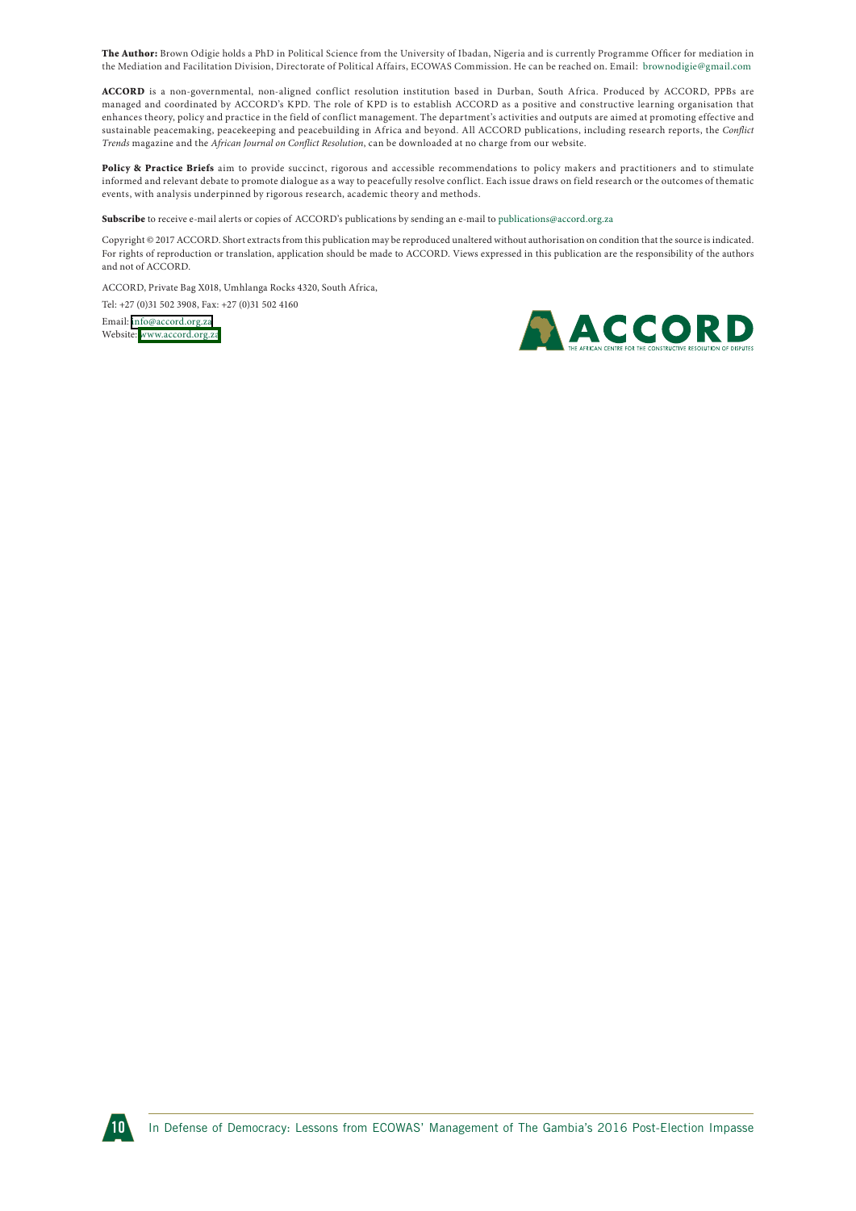**The Author:** Brown Odigie holds a PhD in Political Science from the University of Ibadan, Nigeria and is currently Programme Officer for mediation in the Mediation and Facilitation Division, Directorate of Political Affairs, ECOWAS Commission. He can be reached on. Email: brownodigie@gmail.com

**ACCORD** is a non-governmental, non-aligned conflict resolution institution based in Durban, South Africa. Produced by ACCORD, PPBs are managed and coordinated by ACCORD's KPD. The role of KPD is to establish ACCORD as a positive and constructive learning organisation that enhances theory, policy and practice in the field of conflict management. The department's activities and outputs are aimed at promoting effective and sustainable peacemaking, peacekeeping and peacebuilding in Africa and beyond. All ACCORD publications, including research reports, the *Conflict Trends* magazine and the *African Journal on Conflict Resolution*, can be downloaded at no charge from our website.

**Policy & Practice Briefs** aim to provide succinct, rigorous and accessible recommendations to policy makers and practitioners and to stimulate informed and relevant debate to promote dialogue as a way to peacefully resolve conflict. Each issue draws on field research or the outcomes of thematic events, with analysis underpinned by rigorous research, academic theory and methods.

**Subscribe** to receive e-mail alerts or copies of ACCORD's publications by sending an e-mail to publications@accord.org.za

Copyright © 2017 ACCORD. Short extracts from this publication may be reproduced unaltered without authorisation on condition that the source is indicated. For rights of reproduction or translation, application should be made to ACCORD. Views expressed in this publication are the responsibility of the authors and not of ACCORD.

ACCORD, Private Bag X018, Umhlanga Rocks 4320, South Africa,

Tel: +27 (0)31 502 3908, Fax: +27 (0)31 502 4160

Email: info@accord.org.za
Website: www.accord.org.za

ACCORD
THE AFRICAN CENTRE FOR THE CONSTRUCTIVE RESOLUTION OF DISPUTES